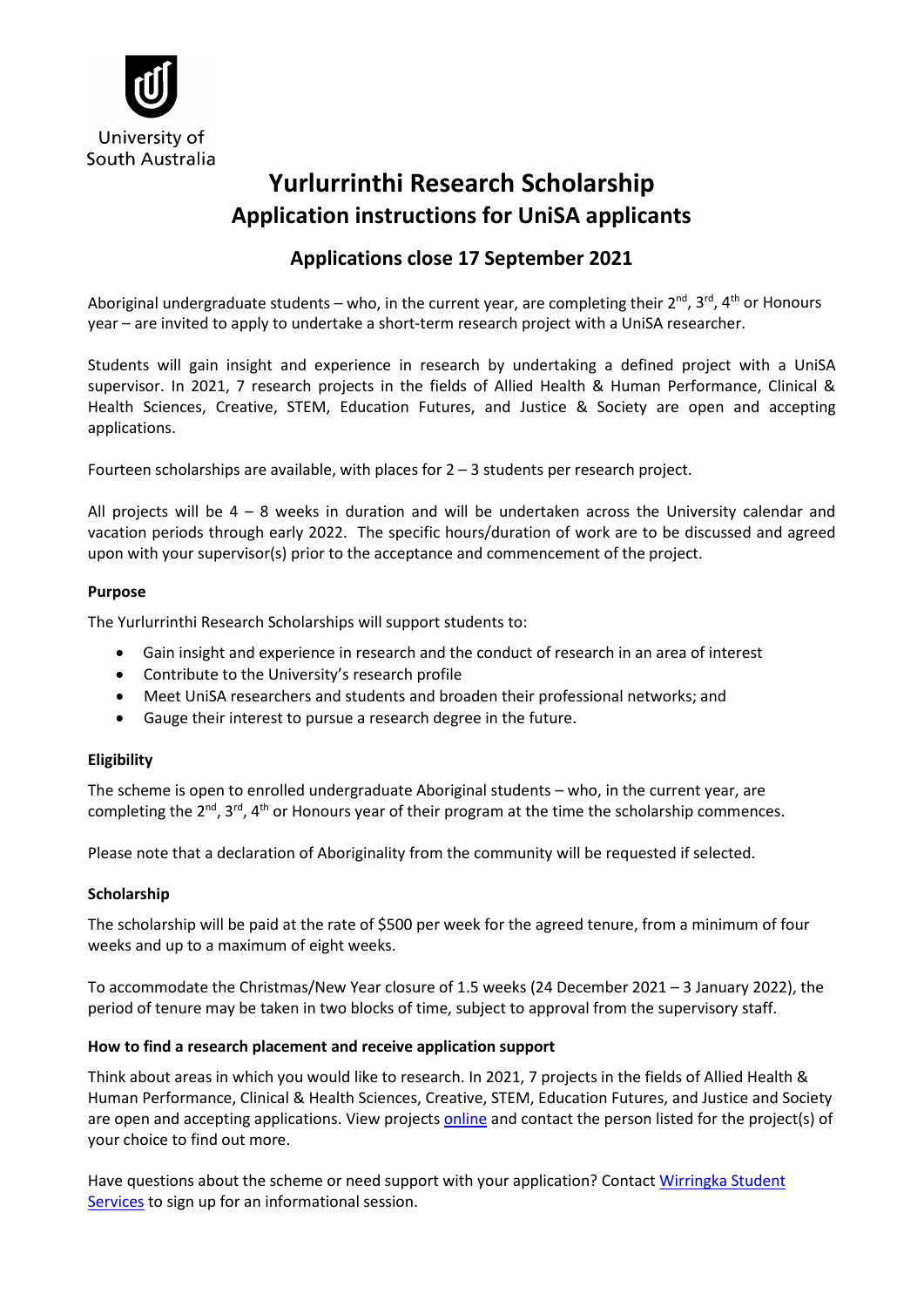University of South Australia

# Yurlurrinthi Research Scholarship
## Application instructions for UniSA applicants

### Applications close 17 September 2021

Aboriginal undergraduate students – who, in the current year, are completing their 2nd, 3rd, 4th or Honours year – are invited to apply to undertake a short-term research project with a UniSA researcher.

Students will gain insight and experience in research by undertaking a defined project with a UniSA supervisor. In 2021, 7 research projects in the fields of Allied Health & Human Performance, Clinical & Health Sciences, Creative, STEM, Education Futures, and Justice & Society are open and accepting applications.

Fourteen scholarships are available, with places for 2 – 3 students per research project.

All projects will be 4 – 8 weeks in duration and will be undertaken across the University calendar and vacation periods through early 2022. The specific hours/duration of work are to be discussed and agreed upon with your supervisor(s) prior to the acceptance and commencement of the project.

**Purpose**

The Yurlurrinthi Research Scholarships will support students to:

- Gain insight and experience in research and the conduct of research in an area of interest
- Contribute to the University's research profile
- Meet UniSA researchers and students and broaden their professional networks; and
- Gauge their interest to pursue a research degree in the future.

**Eligibility**

The scheme is open to enrolled undergraduate Aboriginal students – who, in the current year, are completing the 2nd, 3rd, 4th or Honours year of their program at the time the scholarship commences.

Please note that a declaration of Aboriginality from the community will be requested if selected.

**Scholarship**

The scholarship will be paid at the rate of $500 per week for the agreed tenure, from a minimum of four weeks and up to a maximum of eight weeks.

To accommodate the Christmas/New Year closure of 1.5 weeks (24 December 2021 – 3 January 2022), the period of tenure may be taken in two blocks of time, subject to approval from the supervisory staff.

**How to find a research placement and receive application support**

Think about areas in which you would like to research. In 2021, 7 projects in the fields of Allied Health & Human Performance, Clinical & Health Sciences, Creative, STEM, Education Futures, and Justice and Society are open and accepting applications. View projects online and contact the person listed for the project(s) of your choice to find out more.

Have questions about the scheme or need support with your application? Contact Wirringka Student Services to sign up for an informational session.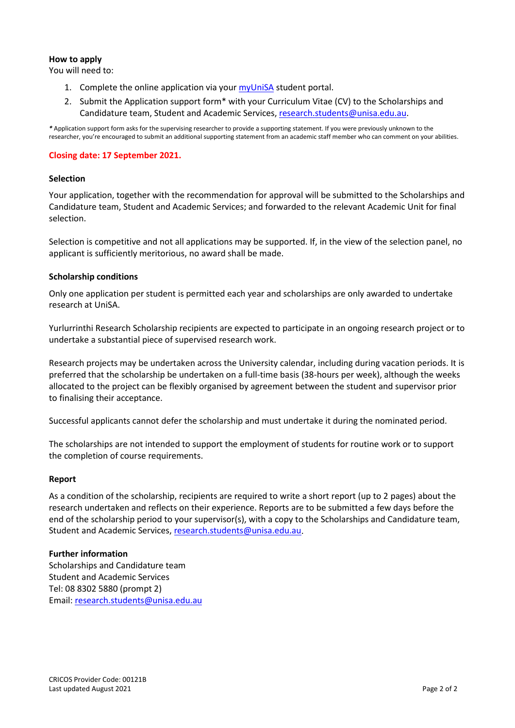**How to apply**
You will need to:

1. Complete the online application via your myUniSA student portal.
2. Submit the Application support form* with your Curriculum Vitae (CV) to the Scholarships and Candidature team, Student and Academic Services, research.students@unisa.edu.au.

*\* Application support form asks for the supervising researcher to provide a supporting statement. If you were previously unknown to the researcher, you're encouraged to submit an additional supporting statement from an academic staff member who can comment on your abilities.*

**Closing date: 17 September 2021.**

**Selection**

Your application, together with the recommendation for approval will be submitted to the Scholarships and Candidature team, Student and Academic Services; and forwarded to the relevant Academic Unit for final selection.

Selection is competitive and not all applications may be supported. If, in the view of the selection panel, no applicant is sufficiently meritorious, no award shall be made.

**Scholarship conditions**

Only one application per student is permitted each year and scholarships are only awarded to undertake research at UniSA.

Yurlurrinthi Research Scholarship recipients are expected to participate in an ongoing research project or to undertake a substantial piece of supervised research work.

Research projects may be undertaken across the University calendar, including during vacation periods. It is preferred that the scholarship be undertaken on a full-time basis (38-hours per week), although the weeks allocated to the project can be flexibly organised by agreement between the student and supervisor prior to finalising their acceptance.

Successful applicants cannot defer the scholarship and must undertake it during the nominated period.

The scholarships are not intended to support the employment of students for routine work or to support the completion of course requirements.

**Report**

As a condition of the scholarship, recipients are required to write a short report (up to 2 pages) about the research undertaken and reflects on their experience. Reports are to be submitted a few days before the end of the scholarship period to your supervisor(s), with a copy to the Scholarships and Candidature team, Student and Academic Services, research.students@unisa.edu.au.

**Further information**
Scholarships and Candidature team
Student and Academic Services
Tel: 08 8302 5880 (prompt 2)
Email: research.students@unisa.edu.au

CRICOS Provider Code: 00121B
Last updated August 2021